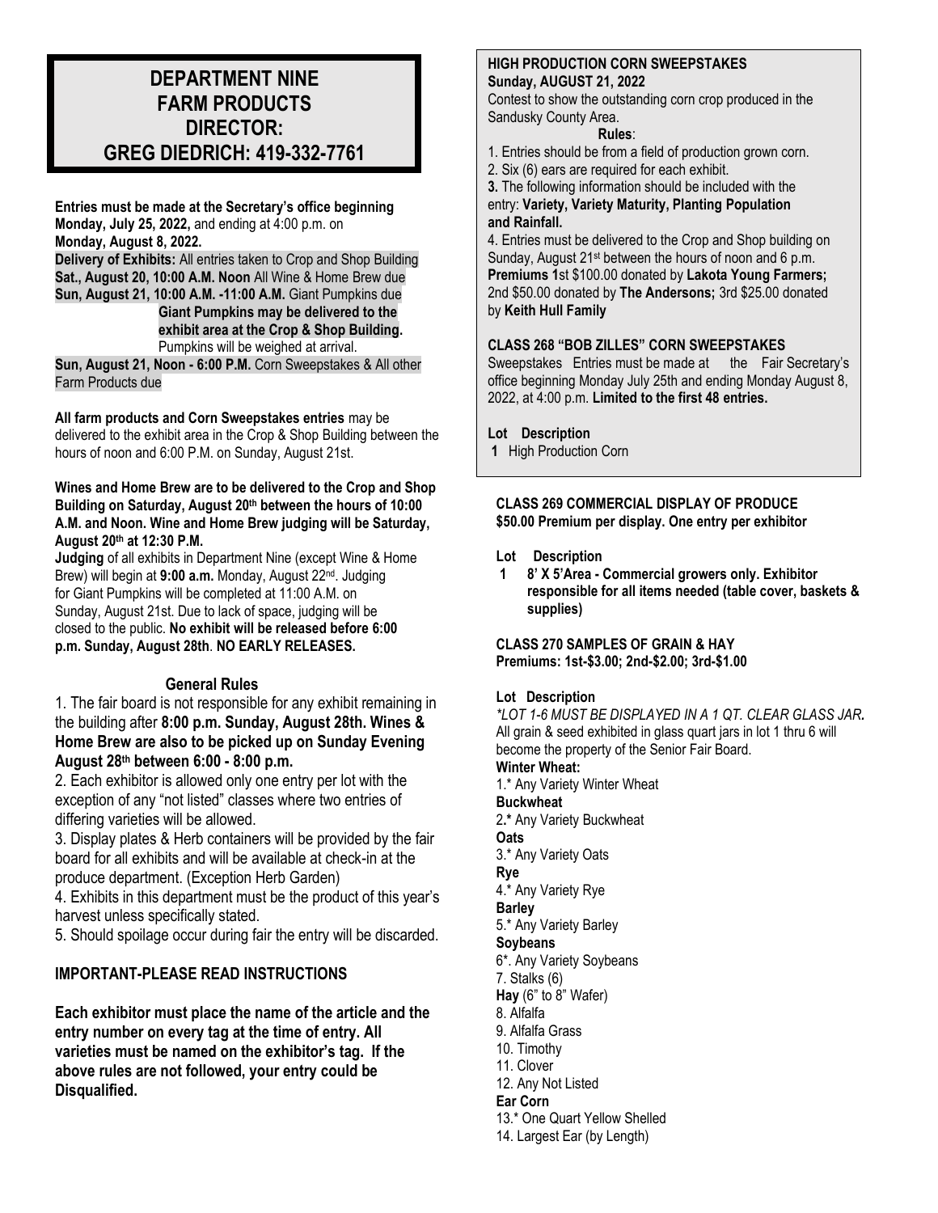# DEPARTMENT NINE
# FARM PRODUCTS
# DIRECTOR:
# GREG DIEDRICH: 419-332-7761

**Entries must be made at the Secretary's office beginning Monday, July 25, 2022,** and ending at 4:00 p.m. on **Monday, August 8, 2022.**

**Delivery of Exhibits:** All entries taken to Crop and Shop Building
**Sat., August 20, 10:00 A.M. Noon** All Wine & Home Brew due
**Sun, August 21, 10:00 A.M. -11:00 A.M.** Giant Pumpkins due
**Giant Pumpkins may be delivered to the exhibit area at the Crop & Shop Building.** Pumpkins will be weighed at arrival.
**Sun, August 21, Noon - 6:00 P.M.** Corn Sweepstakes & All other Farm Products due

**All farm products and Corn Sweepstakes entries** may be delivered to the exhibit area in the Crop & Shop Building between the hours of noon and 6:00 P.M. on Sunday, August 21st.

**Wines and Home Brew are to be delivered to the Crop and Shop Building on Saturday, August 20th between the hours of 10:00 A.M. and Noon. Wine and Home Brew judging will be Saturday, August 20th at 12:30 P.M.**

**Judging** of all exhibits in Department Nine (except Wine & Home Brew) will begin at **9:00 a.m.** Monday, August 22nd. Judging for Giant Pumpkins will be completed at 11:00 A.M. on Sunday, August 21st. Due to lack of space, judging will be closed to the public. **No exhibit will be released before 6:00 p.m. Sunday, August 28th**. **NO EARLY RELEASES.**

## General Rules

1. The fair board is not responsible for any exhibit remaining in the building after **8:00 p.m. Sunday, August 28th. Wines & Home Brew are also to be picked up on Sunday Evening August 28th between 6:00 - 8:00 p.m.**
2. Each exhibitor is allowed only one entry per lot with the exception of any "not listed" classes where two entries of differing varieties will be allowed.
3. Display plates & Herb containers will be provided by the fair board for all exhibits and will be available at check-in at the produce department. (Exception Herb Garden)
4. Exhibits in this department must be the product of this year's harvest unless specifically stated.
5. Should spoilage occur during fair the entry will be discarded.

## IMPORTANT-PLEASE READ INSTRUCTIONS

**Each exhibitor must place the name of the article and the entry number on every tag at the time of entry. All varieties must be named on the exhibitor's tag. If the above rules are not followed, your entry could be Disqualified.**

## HIGH PRODUCTION CORN SWEEPSTAKES
**Sunday, AUGUST 21, 2022**

Contest to show the outstanding corn crop produced in the Sandusky County Area.

**Rules**:

1. Entries should be from a field of production grown corn.
2. Six (6) ears are required for each exhibit.
3. The following information should be included with the entry: **Variety, Variety Maturity, Planting Population and Rainfall.**
4. Entries must be delivered to the Crop and Shop building on Sunday, August 21st between the hours of noon and 6 p.m.

**Premiums 1**st $100.00 donated by **Lakota Young Farmers;** 2nd $50.00 donated by **The Andersons;** 3rd $25.00 donated by **Keith Hull Family**

## CLASS 268 "BOB ZILLES" CORN SWEEPSTAKES

Sweepstakes Entries must be made at the Fair Secretary's office beginning Monday July 25th and ending Monday August 8, 2022, at 4:00 p.m. **Limited to the first 48 entries.**

**Lot Description**
1 High Production Corn

## CLASS 269 COMMERCIAL DISPLAY OF PRODUCE
**$50.00 Premium per display. One entry per exhibitor**

**Lot Description**
**1 8' X 5'Area - Commercial growers only. Exhibitor responsible for all items needed (table cover, baskets & supplies)**

## CLASS 270 SAMPLES OF GRAIN & HAY
**Premiums: 1st-$3.00; 2nd-$2.00; 3rd-$1.00**

**Lot Description**

***LOT 1-6 MUST BE DISPLAYED IN A 1 QT. CLEAR GLASS JAR.*** All grain & seed exhibited in glass quart jars in lot 1 thru 6 will become the property of the Senior Fair Board.

**Winter Wheat:**
1.* Any Variety Winter Wheat
**Buckwheat**
2.* Any Variety Buckwheat
**Oats**
3.* Any Variety Oats
**Rye**
4.* Any Variety Rye
**Barley**
5.* Any Variety Barley
**Soybeans**
6*. Any Variety Soybeans
7. Stalks (6)
**Hay** (6" to 8" Wafer)
8. Alfalfa
9. Alfalfa Grass
10. Timothy
11. Clover
12. Any Not Listed
**Ear Corn**
13.* One Quart Yellow Shelled
14. Largest Ear (by Length)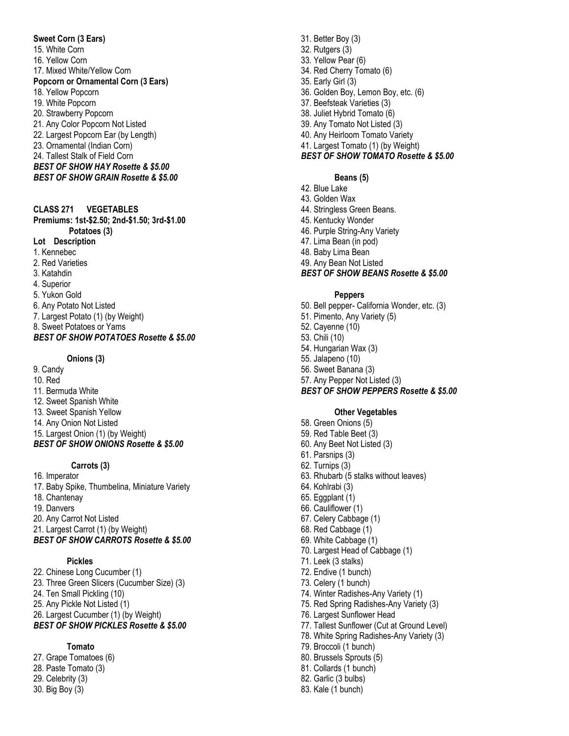**Sweet Corn (3 Ears)**

15. White Corn
16. Yellow Corn
17. Mixed White/Yellow Corn

**Popcorn or Ornamental Corn (3 Ears)**

18. Yellow Popcorn
19. White Popcorn
20. Strawberry Popcorn
21. Any Color Popcorn Not Listed
22. Largest Popcorn Ear (by Length)
23. Ornamental (Indian Corn)
24. Tallest Stalk of Field Corn

***BEST OF SHOW HAY Rosette & $5.00***
***BEST OF SHOW GRAIN Rosette & $5.00***

**CLASS 271 VEGETABLES**
**Premiums: 1st-$2.50; 2nd-$1.50; 3rd-$1.00**

**Potatoes (3)**

**Lot Description**

1. Kennebec
2. Red Varieties
3. Katahdin
4. Superior
5. Yukon Gold
6. Any Potato Not Listed
7. Largest Potato (1) (by Weight)
8. Sweet Potatoes or Yams

***BEST OF SHOW POTATOES Rosette & $5.00***

**Onions (3)**

9. Candy
10. Red
11. Bermuda White
12. Sweet Spanish White
13. Sweet Spanish Yellow
14. Any Onion Not Listed
15. Largest Onion (1) (by Weight)

***BEST OF SHOW ONIONS Rosette & $5.00***

**Carrots (3)**

16. Imperator
17. Baby Spike, Thumbelina, Miniature Variety
18. Chantenay
19. Danvers
20. Any Carrot Not Listed
21. Largest Carrot (1) (by Weight)

***BEST OF SHOW CARROTS Rosette & $5.00***

**Pickles**

22. Chinese Long Cucumber (1)
23. Three Green Slicers (Cucumber Size) (3)
24. Ten Small Pickling (10)
25. Any Pickle Not Listed (1)
26. Largest Cucumber (1) (by Weight)

***BEST OF SHOW PICKLES Rosette & $5.00***

**Tomato**

27. Grape Tomatoes (6)
28. Paste Tomato (3)
29. Celebrity (3)
30. Big Boy (3)
31. Better Boy (3)
32. Rutgers (3)
33. Yellow Pear (6)
34. Red Cherry Tomato (6)
35. Early Girl (3)
36. Golden Boy, Lemon Boy, etc. (6)
37. Beefsteak Varieties (3)
38. Juliet Hybrid Tomato (6)
39. Any Tomato Not Listed (3)
40. Any Heirloom Tomato Variety
41. Largest Tomato (1) (by Weight)

***BEST OF SHOW TOMATO Rosette & $5.00***

**Beans (5)**

42. Blue Lake
43. Golden Wax
44. Stringless Green Beans.
45. Kentucky Wonder
46. Purple String-Any Variety
47. Lima Bean (in pod)
48. Baby Lima Bean
49. Any Bean Not Listed

***BEST OF SHOW BEANS Rosette & $5.00***

**Peppers**

50. Bell pepper- California Wonder, etc. (3)
51. Pimento, Any Variety (5)
52. Cayenne (10)
53. Chili (10)
54. Hungarian Wax (3)
55. Jalapeno (10)
56. Sweet Banana (3)
57. Any Pepper Not Listed (3)

***BEST OF SHOW PEPPERS Rosette & $5.00***

**Other Vegetables**

58. Green Onions (5)
59. Red Table Beet (3)
60. Any Beet Not Listed (3)
61. Parsnips (3)
62. Turnips (3)
63. Rhubarb (5 stalks without leaves)
64. Kohlrabi (3)
65. Eggplant (1)
66. Cauliflower (1)
67. Celery Cabbage (1)
68. Red Cabbage (1)
69. White Cabbage (1)
70. Largest Head of Cabbage (1)
71. Leek (3 stalks)
72. Endive (1 bunch)
73. Celery (1 bunch)
74. Winter Radishes-Any Variety (1)
75. Red Spring Radishes-Any Variety (3)
76. Largest Sunflower Head
77. Tallest Sunflower (Cut at Ground Level)
78. White Spring Radishes-Any Variety (3)
79. Broccoli (1 bunch)
80. Brussels Sprouts (5)
81. Collards (1 bunch)
82. Garlic (3 bulbs)
83. Kale (1 bunch)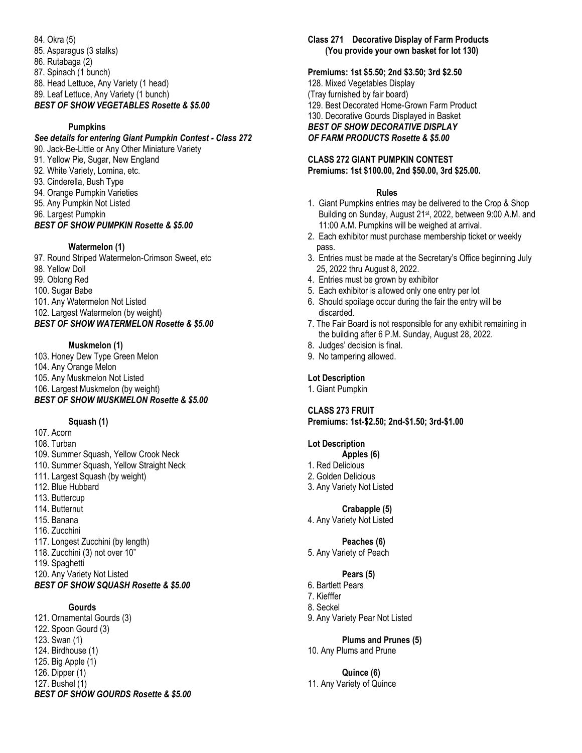84. Okra (5)
85. Asparagus (3 stalks)
86. Rutabaga (2)
87. Spinach (1 bunch)
88. Head Lettuce, Any Variety (1 head)
89. Leaf Lettuce, Any Variety (1 bunch)

***BEST OF SHOW VEGETABLES Rosette & $5.00***

**Pumpkins**

***See details for entering Giant Pumpkin Contest - Class 272***

90. Jack-Be-Little or Any Other Miniature Variety
91. Yellow Pie, Sugar, New England
92. White Variety, Lomina, etc.
93. Cinderella, Bush Type
94. Orange Pumpkin Varieties
95. Any Pumpkin Not Listed
96. Largest Pumpkin

***BEST OF SHOW PUMPKIN Rosette & $5.00***

**Watermelon (1)**

97. Round Striped Watermelon-Crimson Sweet, etc
98. Yellow Doll
99. Oblong Red
100. Sugar Babe
101. Any Watermelon Not Listed
102. Largest Watermelon (by weight)

***BEST OF SHOW WATERMELON Rosette & $5.00***

**Muskmelon (1)**

103. Honey Dew Type Green Melon
104. Any Orange Melon
105. Any Muskmelon Not Listed
106. Largest Muskmelon (by weight)

***BEST OF SHOW MUSKMELON Rosette & $5.00***

**Squash (1)**

107. Acorn
108. Turban
109. Summer Squash, Yellow Crook Neck
110. Summer Squash, Yellow Straight Neck
111. Largest Squash (by weight)
112. Blue Hubbard
113. Buttercup
114. Butternut
115. Banana
116. Zucchini
117. Longest Zucchini (by length)
118. Zucchini (3) not over 10"
119. Spaghetti
120. Any Variety Not Listed

***BEST OF SHOW SQUASH Rosette & $5.00***

**Gourds**

121. Ornamental Gourds (3)
122. Spoon Gourd (3)
123. Swan (1)
124. Birdhouse (1)
125. Big Apple (1)
126. Dipper (1)
127. Bushel (1)

***BEST OF SHOW GOURDS Rosette & $5.00***

**Class 271 Decorative Display of Farm Products (You provide your own basket for lot 130)**

**Premiums: 1st $5.50; 2nd $3.50; 3rd $2.50**

128. Mixed Vegetables Display
(Tray furnished by fair board)
129. Best Decorated Home-Grown Farm Product
130. Decorative Gourds Displayed in Basket

***BEST OF SHOW DECORATIVE DISPLAY OF FARM PRODUCTS Rosette & $5.00***

**CLASS 272 GIANT PUMPKIN CONTEST**
**Premiums: 1st $100.00, 2nd $50.00, 3rd $25.00.**

**Rules**

1. Giant Pumpkins entries may be delivered to the Crop & Shop Building on Sunday, August 21st, 2022, between 9:00 A.M. and 11:00 A.M. Pumpkins will be weighed at arrival.
2. Each exhibitor must purchase membership ticket or weekly pass.
3. Entries must be made at the Secretary's Office beginning July 25, 2022 thru August 8, 2022.
4. Entries must be grown by exhibitor
5. Each exhibitor is allowed only one entry per lot
6. Should spoilage occur during the fair the entry will be discarded.
7. The Fair Board is not responsible for any exhibit remaining in the building after 6 P.M. Sunday, August 28, 2022.
8. Judges' decision is final.
9. No tampering allowed.

**Lot Description**

1. Giant Pumpkin

**CLASS 273 FRUIT**
**Premiums: 1st-$2.50; 2nd-$1.50; 3rd-$1.00**

**Lot Description**

**Apples (6)**

1. Red Delicious
2. Golden Delicious
3. Any Variety Not Listed

**Crabapple (5)**

4. Any Variety Not Listed

**Peaches (6)**

5. Any Variety of Peach

**Pears (5)**

6. Bartlett Pears
7. Kiefffer
8. Seckel
9. Any Variety Pear Not Listed

**Plums and Prunes (5)**

10. Any Plums and Prune

**Quince (6)**

11. Any Variety of Quince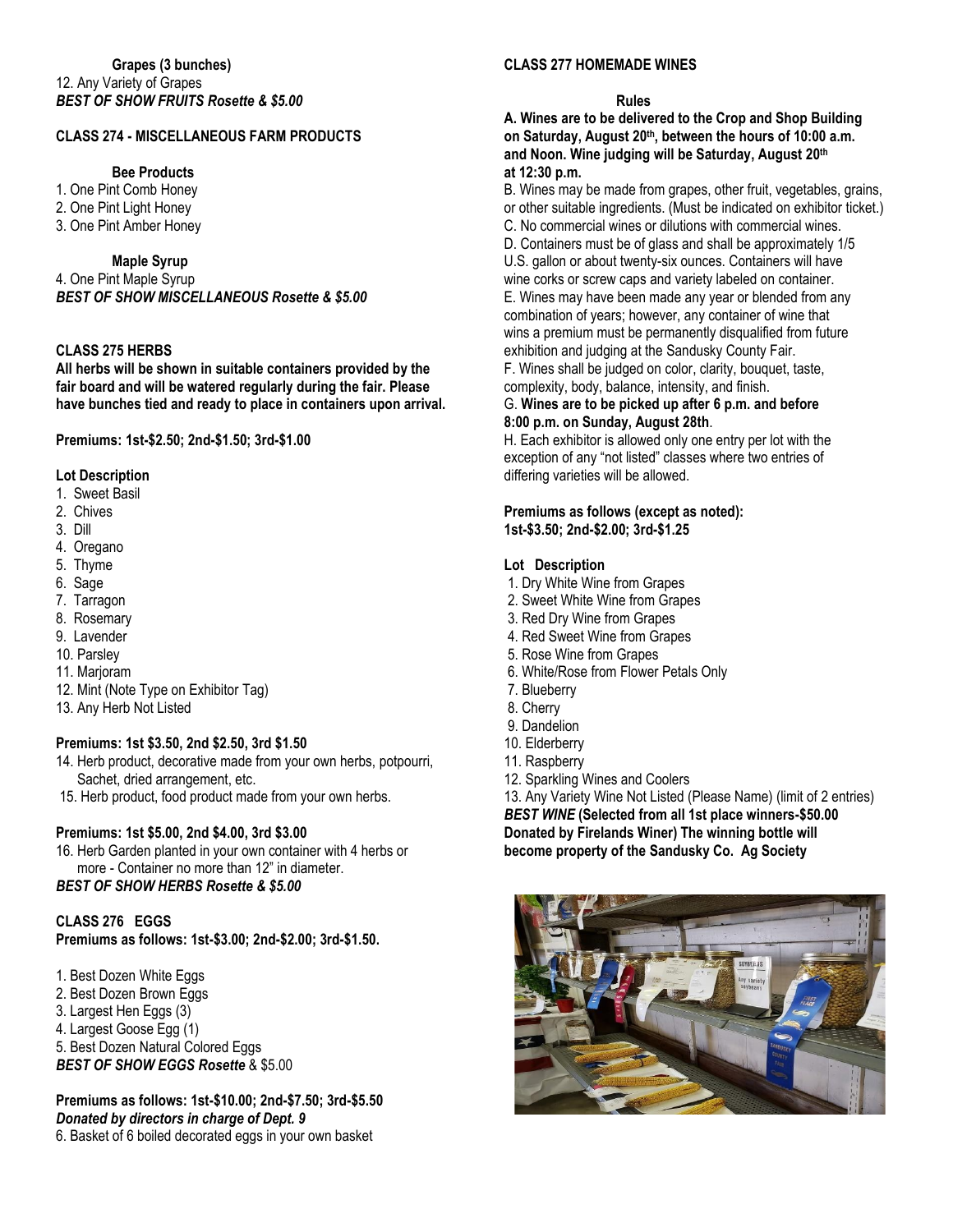**Grapes (3 bunches)**

12. Any Variety of Grapes

***BEST OF SHOW FRUITS Rosette & $5.00***

## CLASS 274 - MISCELLANEOUS FARM PRODUCTS

**Bee Products**

1. One Pint Comb Honey
2. One Pint Light Honey
3. One Pint Amber Honey

**Maple Syrup**

4. One Pint Maple Syrup

***BEST OF SHOW MISCELLANEOUS Rosette & $5.00***

## CLASS 275 HERBS

**All herbs will be shown in suitable containers provided by the fair board and will be watered regularly during the fair. Please have bunches tied and ready to place in containers upon arrival.**

**Premiums: 1st-$2.50; 2nd-$1.50; 3rd-$1.00**

**Lot Description**

1. Sweet Basil
2. Chives
3. Dill
4. Oregano
5. Thyme
6. Sage
7. Tarragon
8. Rosemary
9. Lavender
10. Parsley
11. Marjoram
12. Mint (Note Type on Exhibitor Tag)
13. Any Herb Not Listed

**Premiums: 1st $3.50, 2nd $2.50, 3rd $1.50**

14. Herb product, decorative made from your own herbs, potpourri, Sachet, dried arrangement, etc.
15. Herb product, food product made from your own herbs.

**Premiums: 1st $5.00, 2nd $4.00, 3rd $3.00**

16. Herb Garden planted in your own container with 4 herbs or more - Container no more than 12" in diameter.

***BEST OF SHOW HERBS Rosette & $5.00***

## CLASS 276 EGGS

**Premiums as follows: 1st-$3.00; 2nd-$2.00; 3rd-$1.50.**

1. Best Dozen White Eggs
2. Best Dozen Brown Eggs
3. Largest Hen Eggs (3)
4. Largest Goose Egg (1)
5. Best Dozen Natural Colored Eggs

***BEST OF SHOW EGGS Rosette*** & $5.00

**Premiums as follows: 1st-$10.00; 2nd-$7.50; 3rd-$5.50**

***Donated by directors in charge of Dept. 9***

6. Basket of 6 boiled decorated eggs in your own basket

## CLASS 277 HOMEMADE WINES

**Rules**

**A. Wines are to be delivered to the Crop and Shop Building on Saturday, August 20th, between the hours of 10:00 a.m. and Noon. Wine judging will be Saturday, August 20th at 12:30 p.m.**

B. Wines may be made from grapes, other fruit, vegetables, grains, or other suitable ingredients. (Must be indicated on exhibitor ticket.)

C. No commercial wines or dilutions with commercial wines.

D. Containers must be of glass and shall be approximately 1/5 U.S. gallon or about twenty-six ounces. Containers will have wine corks or screw caps and variety labeled on container.

E. Wines may have been made any year or blended from any combination of years; however, any container of wine that wins a premium must be permanently disqualified from future exhibition and judging at the Sandusky County Fair.

F. Wines shall be judged on color, clarity, bouquet, taste, complexity, body, balance, intensity, and finish.

G. **Wines are to be picked up after 6 p.m. and before 8:00 p.m. on Sunday, August 28th**.

H. Each exhibitor is allowed only one entry per lot with the exception of any "not listed" classes where two entries of differing varieties will be allowed.

**Premiums as follows (except as noted): 1st-$3.50; 2nd-$2.00; 3rd-$1.25**

**Lot Description**

1. Dry White Wine from Grapes
2. Sweet White Wine from Grapes
3. Red Dry Wine from Grapes
4. Red Sweet Wine from Grapes
5. Rose Wine from Grapes
6. White/Rose from Flower Petals Only
7. Blueberry
8. Cherry
9. Dandelion
10. Elderberry
11. Raspberry
12. Sparkling Wines and Coolers
13. Any Variety Wine Not Listed (Please Name) (limit of 2 entries)

***BEST WINE* (Selected from all 1st place winners-$50.00 Donated by Firelands Winer) The winning bottle will become property of the Sandusky Co. Ag Society**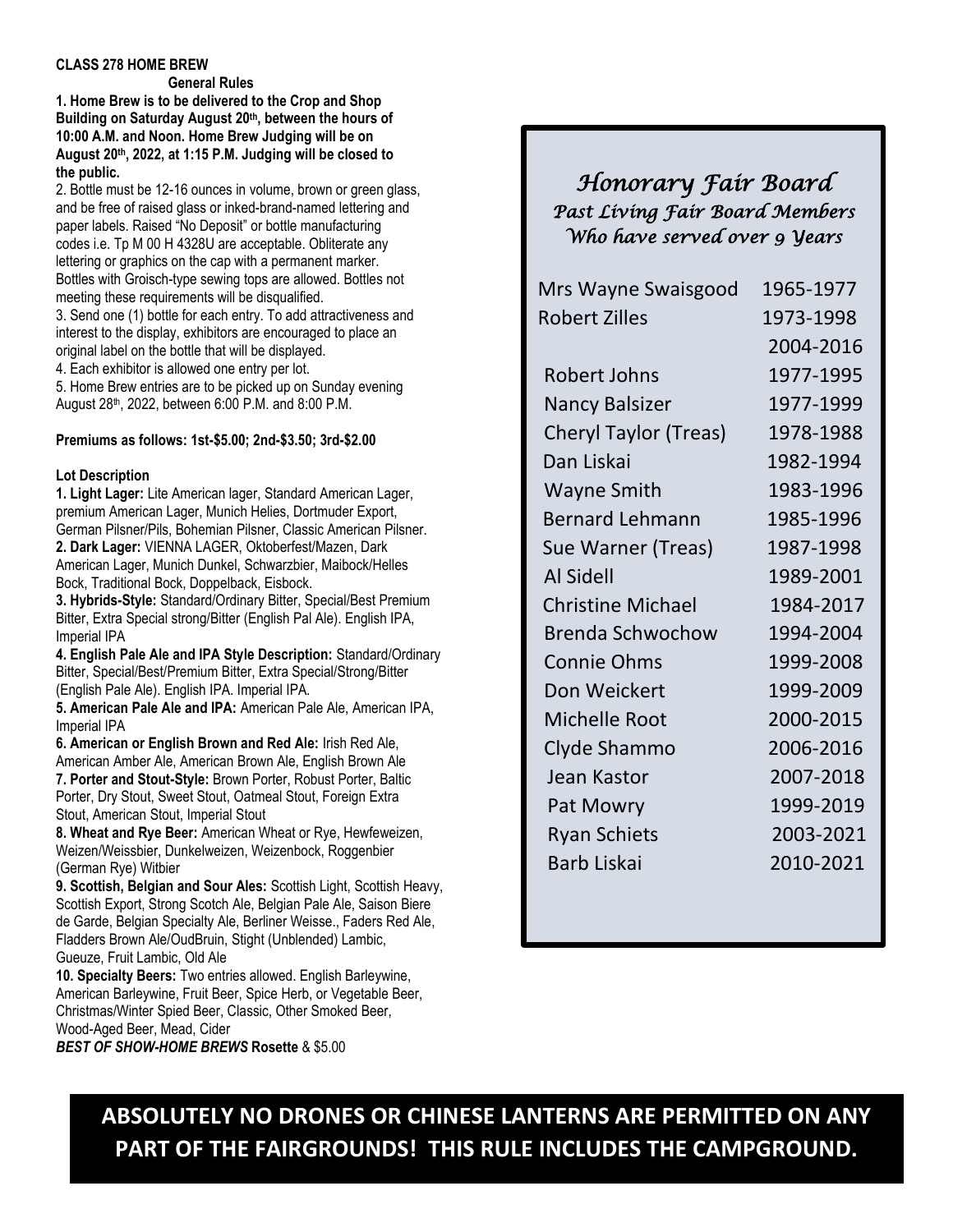**CLASS 278 HOME BREW**

**General Rules**

**1. Home Brew is to be delivered to the Crop and Shop Building on Saturday August 20th, between the hours of 10:00 A.M. and Noon. Home Brew Judging will be on August 20th, 2022, at 1:15 P.M. Judging will be closed to the public.**

2. Bottle must be 12-16 ounces in volume, brown or green glass, and be free of raised glass or inked-brand-named lettering and paper labels. Raised "No Deposit" or bottle manufacturing codes i.e. Tp M 00 H 4328U are acceptable. Obliterate any lettering or graphics on the cap with a permanent marker. Bottles with Groisch-type sewing tops are allowed. Bottles not meeting these requirements will be disqualified.

3. Send one (1) bottle for each entry. To add attractiveness and interest to the display, exhibitors are encouraged to place an original label on the bottle that will be displayed.

4. Each exhibitor is allowed one entry per lot.

5. Home Brew entries are to be picked up on Sunday evening August 28th, 2022, between 6:00 P.M. and 8:00 P.M.

**Premiums as follows: 1st-$5.00; 2nd-$3.50; 3rd-$2.00**

**Lot Description**

**1. Light Lager:** Lite American lager, Standard American Lager, premium American Lager, Munich Helies, Dortmuder Export, German Pilsner/Pils, Bohemian Pilsner, Classic American Pilsner.

**2. Dark Lager:** VIENNA LAGER, Oktoberfest/Mazen, Dark American Lager, Munich Dunkel, Schwarzbier, Maibock/Helles Bock, Traditional Bock, Doppelback, Eisbock.

**3. Hybrids-Style:** Standard/Ordinary Bitter, Special/Best Premium Bitter, Extra Special strong/Bitter (English Pal Ale). English IPA, Imperial IPA

**4. English Pale Ale and IPA Style Description:** Standard/Ordinary Bitter, Special/Best/Premium Bitter, Extra Special/Strong/Bitter (English Pale Ale). English IPA. Imperial IPA.

**5. American Pale Ale and IPA:** American Pale Ale, American IPA, Imperial IPA

**6. American or English Brown and Red Ale:** Irish Red Ale, American Amber Ale, American Brown Ale, English Brown Ale

**7. Porter and Stout-Style:** Brown Porter, Robust Porter, Baltic Porter, Dry Stout, Sweet Stout, Oatmeal Stout, Foreign Extra Stout, American Stout, Imperial Stout

**8. Wheat and Rye Beer:** American Wheat or Rye, Hewfeweizen, Weizen/Weissbier, Dunkelweizen, Weizenbock, Roggenbier (German Rye) Witbier

**9. Scottish, Belgian and Sour Ales:** Scottish Light, Scottish Heavy, Scottish Export, Strong Scotch Ale, Belgian Pale Ale, Saison Biere de Garde, Belgian Specialty Ale, Berliner Weisse., Faders Red Ale, Fladders Brown Ale/OudBruin, Stight (Unblended) Lambic, Gueuze, Fruit Lambic, Old Ale

**10. Specialty Beers:** Two entries allowed. English Barleywine, American Barleywine, Fruit Beer, Spice Herb, or Vegetable Beer, Christmas/Winter Spied Beer, Classic, Other Smoked Beer, Wood-Aged Beer, Mead, Cider

***BEST OF SHOW-HOME BREWS* Rosette** & $5.00

## *Honorary Fair Board*

### *Past Living Fair Board Members Who have served over 9 Years*

| | |
|---|---|
| Mrs Wayne Swaisgood | 1965-1977 |
| Robert Zilles | 1973-1998 |
| | 2004-2016 |
| Robert Johns | 1977-1995 |
| Nancy Balsizer | 1977-1999 |
| Cheryl Taylor (Treas) | 1978-1988 |
| Dan Liskai | 1982-1994 |
| Wayne Smith | 1983-1996 |
| Bernard Lehmann | 1985-1996 |
| Sue Warner (Treas) | 1987-1998 |
| Al Sidell | 1989-2001 |
| Christine Michael | 1984-2017 |
| Brenda Schwochow | 1994-2004 |
| Connie Ohms | 1999-2008 |
| Don Weickert | 1999-2009 |
| Michelle Root | 2000-2015 |
| Clyde Shammo | 2006-2016 |
| Jean Kastor | 2007-2018 |
| Pat Mowry | 1999-2019 |
| Ryan Schiets | 2003-2021 |
| Barb Liskai | 2010-2021 |

**ABSOLUTELY NO DRONES OR CHINESE LANTERNS ARE PERMITTED ON ANY PART OF THE FAIRGROUNDS! THIS RULE INCLUDES THE CAMPGROUND.**